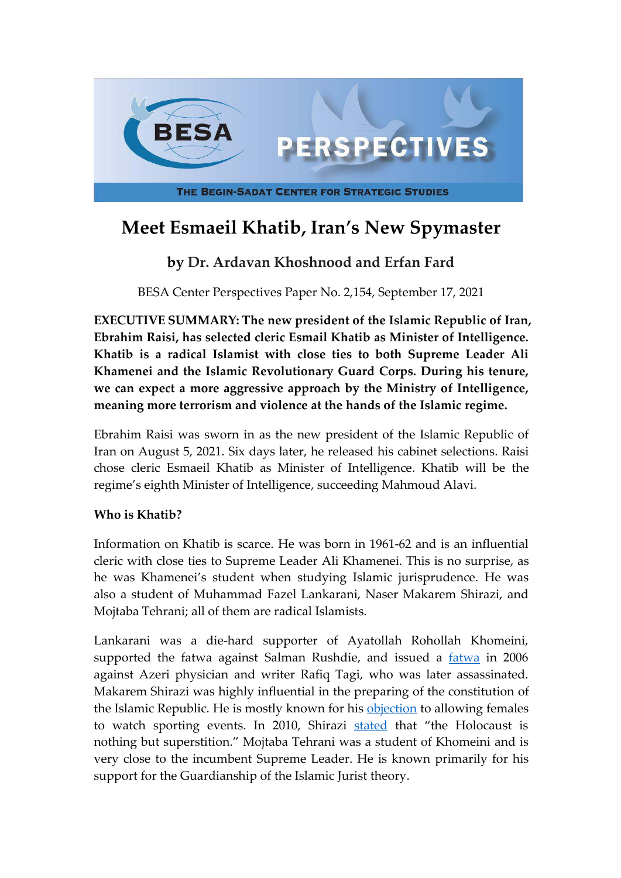# Meet Esmaeil Khatib, Iran's New Spymaster

### by Dr. Ardavan Khoshnood and Erfan Fard

BESA Center Perspectives Paper No. 2,154, September 17, 2021

**EXECUTIVE SUMMARY: The new president of the Islamic Republic of Iran, Ebrahim Raisi, has selected cleric Esmail Khatib as Minister of Intelligence. Khatib is a radical Islamist with close ties to both Supreme Leader Ali Khamenei and the Islamic Revolutionary Guard Corps. During his tenure, we can expect a more aggressive approach by the Ministry of Intelligence, meaning more terrorism and violence at the hands of the Islamic regime.**

Ebrahim Raisi was sworn in as the new president of the Islamic Republic of Iran on August 5, 2021. Six days later, he released his cabinet selections. Raisi chose cleric Esmaeil Khatib as Minister of Intelligence. Khatib will be the regime's eighth Minister of Intelligence, succeeding Mahmoud Alavi.

**Who is Khatib?**

Information on Khatib is scarce. He was born in 1961-62 and is an influential cleric with close ties to Supreme Leader Ali Khamenei. This is no surprise, as he was Khamenei's student when studying Islamic jurisprudence. He was also a student of Muhammad Fazel Lankarani, Naser Makarem Shirazi, and Mojtaba Tehrani; all of them are radical Islamists.

Lankarani was a die-hard supporter of Ayatollah Rohollah Khomeini, supported the fatwa against Salman Rushdie, and issued a fatwa in 2006 against Azeri physician and writer Rafiq Tagi, who was later assassinated. Makarem Shirazi was highly influential in the preparing of the constitution of the Islamic Republic. He is mostly known for his objection to allowing females to watch sporting events. In 2010, Shirazi stated that "the Holocaust is nothing but superstition." Mojtaba Tehrani was a student of Khomeini and is very close to the incumbent Supreme Leader. He is known primarily for his support for the Guardianship of the Islamic Jurist theory.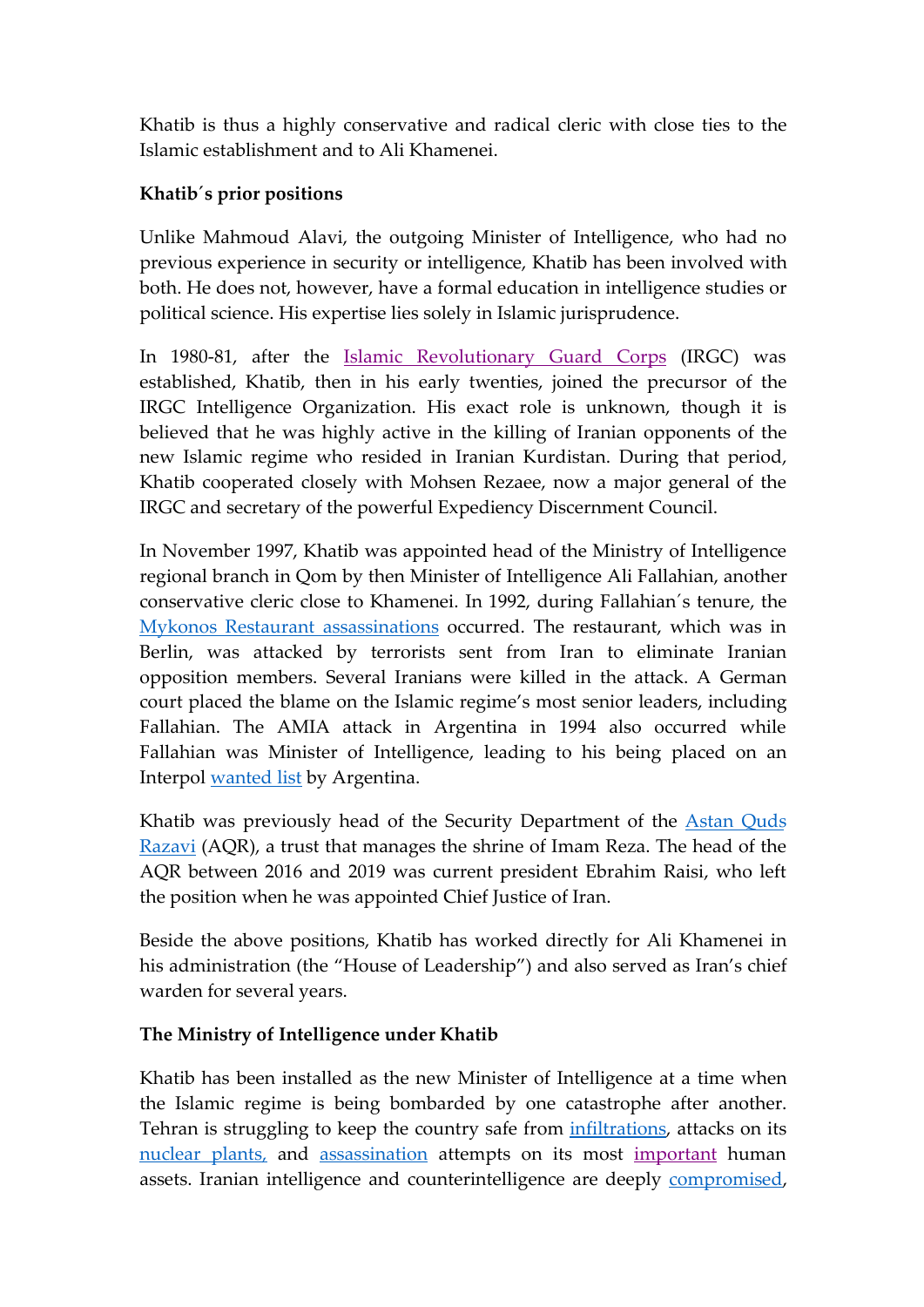Khatib is thus a highly conservative and radical cleric with close ties to the Islamic establishment and to Ali Khamenei.

**Khatib´s prior positions**

Unlike Mahmoud Alavi, the outgoing Minister of Intelligence, who had no previous experience in security or intelligence, Khatib has been involved with both. He does not, however, have a formal education in intelligence studies or political science. His expertise lies solely in Islamic jurisprudence.

In 1980-81, after the Islamic Revolutionary Guard Corps (IRGC) was established, Khatib, then in his early twenties, joined the precursor of the IRGC Intelligence Organization. His exact role is unknown, though it is believed that he was highly active in the killing of Iranian opponents of the new Islamic regime who resided in Iranian Kurdistan. During that period, Khatib cooperated closely with Mohsen Rezaee, now a major general of the IRGC and secretary of the powerful Expediency Discernment Council.

In November 1997, Khatib was appointed head of the Ministry of Intelligence regional branch in Qom by then Minister of Intelligence Ali Fallahian, another conservative cleric close to Khamenei. In 1992, during Fallahian´s tenure, the Mykonos Restaurant assassinations occurred. The restaurant, which was in Berlin, was attacked by terrorists sent from Iran to eliminate Iranian opposition members. Several Iranians were killed in the attack. A German court placed the blame on the Islamic regime's most senior leaders, including Fallahian. The AMIA attack in Argentina in 1994 also occurred while Fallahian was Minister of Intelligence, leading to his being placed on an Interpol wanted list by Argentina.

Khatib was previously head of the Security Department of the Astan Quds Razavi (AQR), a trust that manages the shrine of Imam Reza. The head of the AQR between 2016 and 2019 was current president Ebrahim Raisi, who left the position when he was appointed Chief Justice of Iran.

Beside the above positions, Khatib has worked directly for Ali Khamenei in his administration (the "House of Leadership") and also served as Iran's chief warden for several years.

**The Ministry of Intelligence under Khatib**

Khatib has been installed as the new Minister of Intelligence at a time when the Islamic regime is being bombarded by one catastrophe after another. Tehran is struggling to keep the country safe from infiltrations, attacks on its nuclear plants, and assassination attempts on its most important human assets. Iranian intelligence and counterintelligence are deeply compromised,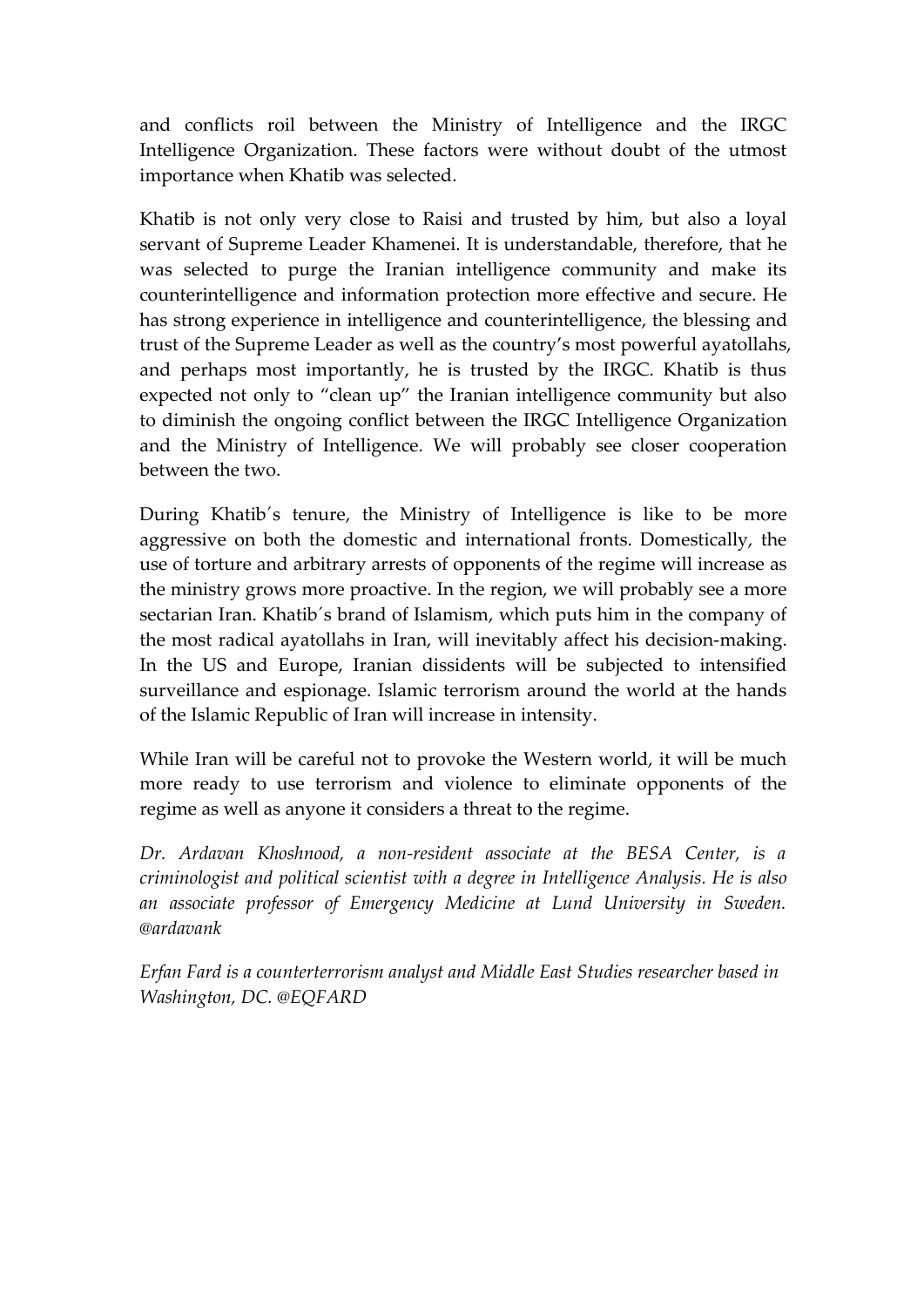and conflicts roil between the Ministry of Intelligence and the IRGC Intelligence Organization. These factors were without doubt of the utmost importance when Khatib was selected.

Khatib is not only very close to Raisi and trusted by him, but also a loyal servant of Supreme Leader Khamenei. It is understandable, therefore, that he was selected to purge the Iranian intelligence community and make its counterintelligence and information protection more effective and secure. He has strong experience in intelligence and counterintelligence, the blessing and trust of the Supreme Leader as well as the country's most powerful ayatollahs, and perhaps most importantly, he is trusted by the IRGC. Khatib is thus expected not only to "clean up" the Iranian intelligence community but also to diminish the ongoing conflict between the IRGC Intelligence Organization and the Ministry of Intelligence. We will probably see closer cooperation between the two.

During Khatib´s tenure, the Ministry of Intelligence is like to be more aggressive on both the domestic and international fronts. Domestically, the use of torture and arbitrary arrests of opponents of the regime will increase as the ministry grows more proactive. In the region, we will probably see a more sectarian Iran. Khatib´s brand of Islamism, which puts him in the company of the most radical ayatollahs in Iran, will inevitably affect his decision-making. In the US and Europe, Iranian dissidents will be subjected to intensified surveillance and espionage. Islamic terrorism around the world at the hands of the Islamic Republic of Iran will increase in intensity.

While Iran will be careful not to provoke the Western world, it will be much more ready to use terrorism and violence to eliminate opponents of the regime as well as anyone it considers a threat to the regime.

*Dr. Ardavan Khoshnood, a non-resident associate at the BESA Center, is a criminologist and political scientist with a degree in Intelligence Analysis. He is also an associate professor of Emergency Medicine at Lund University in Sweden. @ardavank*

*Erfan Fard is a counterterrorism analyst and Middle East Studies researcher based in Washington, DC. @EQFARD*